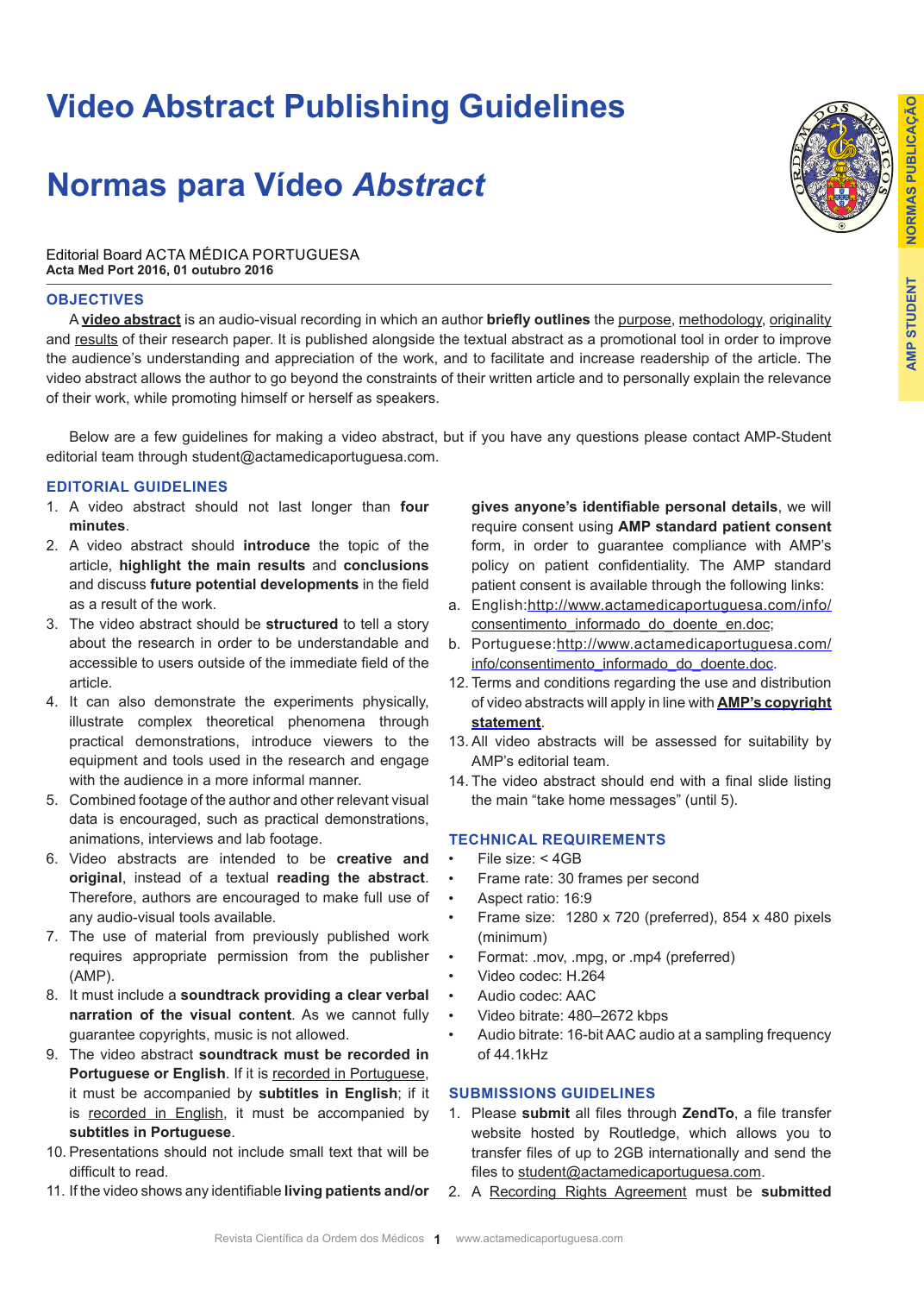# Video Abstract Publishing Guidelines

# Normas para Vídeo *Abstract*

Editorial Board ACTA MÉDICA PORTUGUESA
**Acta Med Port 2016, 01 outubro 2016**

## OBJECTIVES

A **video abstract** is an audio-visual recording in which an author **briefly outlines** the purpose, methodology, originality and results of their research paper. It is published alongside the textual abstract as a promotional tool in order to improve the audience's understanding and appreciation of the work, and to facilitate and increase readership of the article. The video abstract allows the author to go beyond the constraints of their written article and to personally explain the relevance of their work, while promoting himself or herself as speakers.

Below are a few guidelines for making a video abstract, but if you have any questions please contact AMP-Student editorial team through student@actamedicaportuguesa.com.

## EDITORIAL GUIDELINES

1. A video abstract should not last longer than **four minutes**.
2. A video abstract should **introduce** the topic of the article, **highlight the main results** and **conclusions** and discuss **future potential developments** in the field as a result of the work.
3. The video abstract should be **structured** to tell a story about the research in order to be understandable and accessible to users outside of the immediate field of the article.
4. It can also demonstrate the experiments physically, illustrate complex theoretical phenomena through practical demonstrations, introduce viewers to the equipment and tools used in the research and engage with the audience in a more informal manner.
5. Combined footage of the author and other relevant visual data is encouraged, such as practical demonstrations, animations, interviews and lab footage.
6. Video abstracts are intended to be **creative and original**, instead of a textual **reading the abstract**. Therefore, authors are encouraged to make full use of any audio-visual tools available.
7. The use of material from previously published work requires appropriate permission from the publisher (AMP).
8. It must include a **soundtrack providing a clear verbal narration of the visual content**. As we cannot fully guarantee copyrights, music is not allowed.
9. The video abstract **soundtrack must be recorded in Portuguese or English**. If it is recorded in Portuguese, it must be accompanied by **subtitles in English**; if it is recorded in English, it must be accompanied by **subtitles in Portuguese**.
10. Presentations should not include small text that will be difficult to read.
11. If the video shows any identifiable **living patients and/or gives anyone's identifiable personal details**, we will require consent using **AMP standard patient consent** form, in order to guarantee compliance with AMP's policy on patient confidentiality. The AMP standard patient consent is available through the following links:
    a. English:http://www.actamedicaportuguesa.com/info/consentimento_informado_do_doente_en.doc;
    b. Portuguese:http://www.actamedicaportuguesa.com/info/consentimento_informado_do_doente.doc.
12. Terms and conditions regarding the use and distribution of video abstracts will apply in line with **AMP's copyright statement**.
13. All video abstracts will be assessed for suitability by AMP's editorial team.
14. The video abstract should end with a final slide listing the main "take home messages" (until 5).

## TECHNICAL REQUIREMENTS

- File size: < 4GB
- Frame rate: 30 frames per second
- Aspect ratio: 16:9
- Frame size: 1280 x 720 (preferred), 854 x 480 pixels (minimum)
- Format: .mov, .mpg, or .mp4 (preferred)
- Video codec: H.264
- Audio codec: AAC
- Video bitrate: 480–2672 kbps
- Audio bitrate: 16-bit AAC audio at a sampling frequency of 44.1kHz

## SUBMISSIONS GUIDELINES

1. Please **submit** all files through **ZendTo**, a file transfer website hosted by Routledge, which allows you to transfer files of up to 2GB internationally and send the files to student@actamedicaportuguesa.com.
2. A Recording Rights Agreement must be **submitted**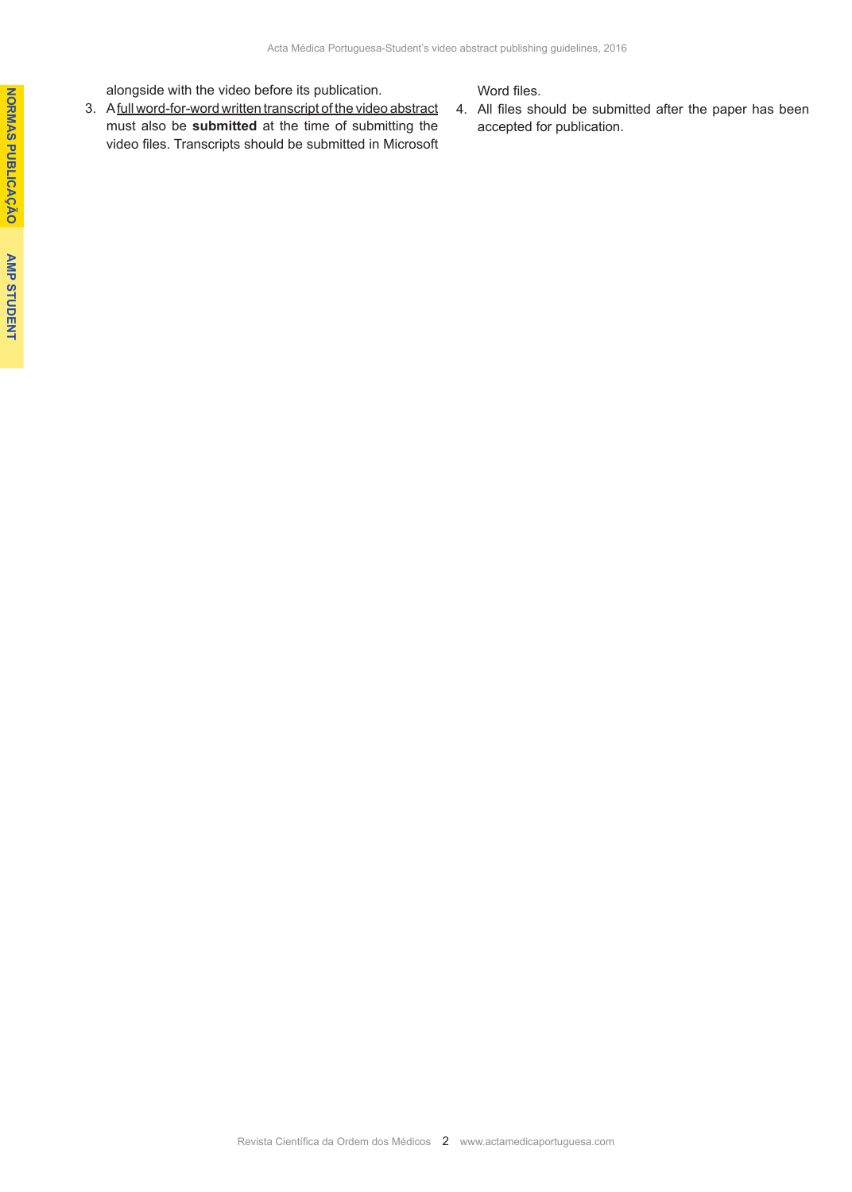alongside with the video before its publication.

3. A full word-for-word written transcript of the video abstract must also be **submitted** at the time of submitting the video files. Transcripts should be submitted in Microsoft Word files.
4. All files should be submitted after the paper has been accepted for publication.